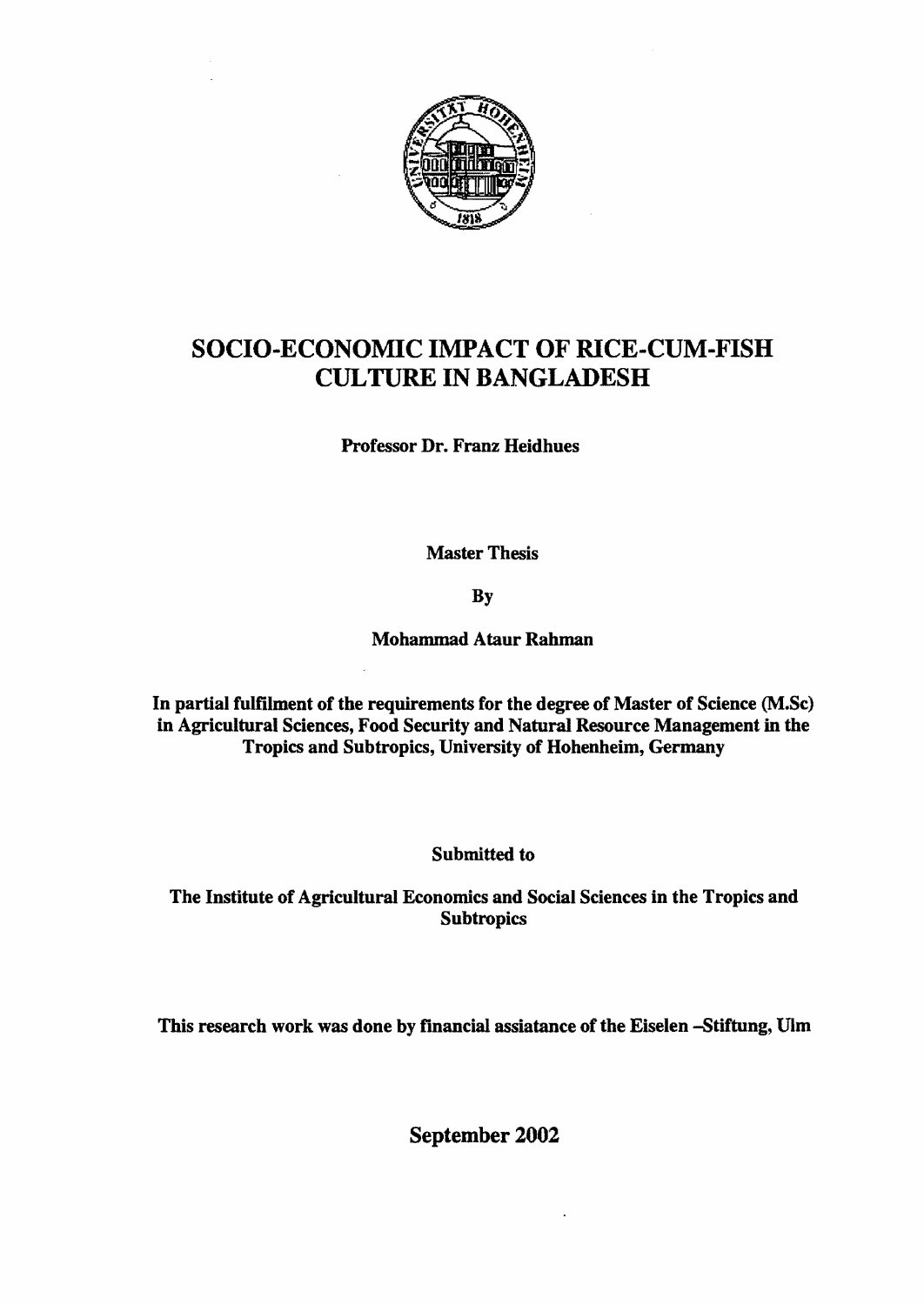# SOCIO-ECONOMIC IMPACT OF RICE-CUM-FISH CULTURE IN BANGLADESH

**Professor Dr. Franz Heidhues**

**Master Thesis**

**By**

**Mohammad Ataur Rahman**

**In partial fulfilment of the requirements for the degree of Master of Science (M.Sc) in Agricultural Sciences, Food Security and Natural Resource Management in the Tropics and Subtropics, University of Hohenheim, Germany**

**Submitted to**

**The Institute of Agricultural Economics and Social Sciences in the Tropics and Subtropics**

**This research work was done by financial assiatance of the Eiselen –Stiftung, Ulm**

**September 2002**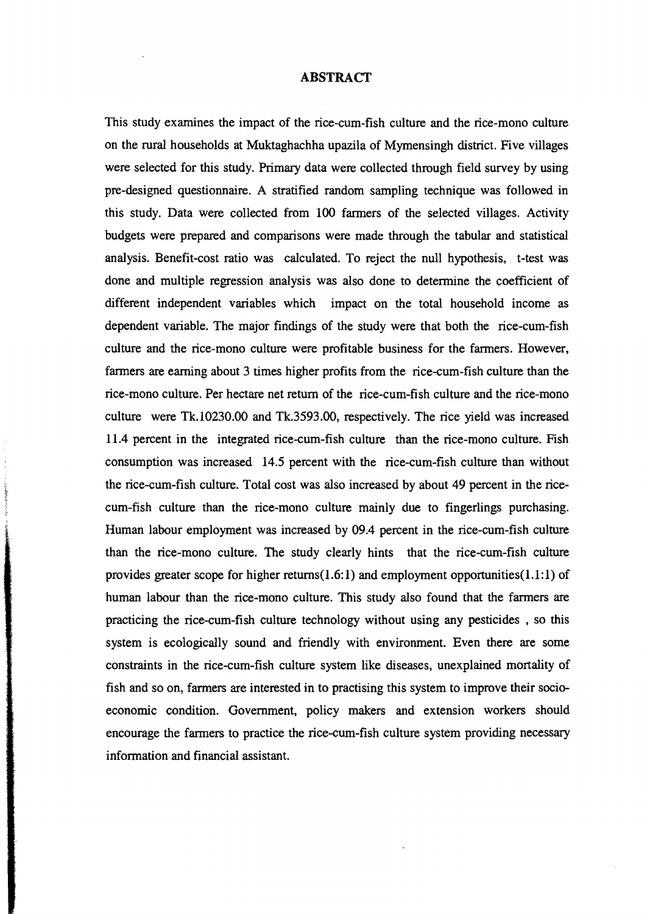# ABSTRACT

This study examines the impact of the rice-cum-fish culture and the rice-mono culture on the rural households at Muktaghachha upazila of Mymensingh district. Five villages were selected for this study. Primary data were collected through field survey by using pre-designed questionnaire. A stratified random sampling technique was followed in this study. Data were collected from 100 farmers of the selected villages. Activity budgets were prepared and comparisons were made through the tabular and statistical analysis. Benefit-cost ratio was calculated. To reject the null hypothesis, t-test was done and multiple regression analysis was also done to determine the coefficient of different independent variables which impact on the total household income as dependent variable. The major findings of the study were that both the rice-cum-fish culture and the rice-mono culture were profitable business for the farmers. However, farmers are earning about 3 times higher profits from the rice-cum-fish culture than the rice-mono culture. Per hectare net return of the rice-cum-fish culture and the rice-mono culture were Tk.10230.00 and Tk.3593.00, respectively. The rice yield was increased 11.4 percent in the integrated rice-cum-fish culture than the rice-mono culture. Fish consumption was increased 14.5 percent with the rice-cum-fish culture than without the rice-cum-fish culture. Total cost was also increased by about 49 percent in the rice-cum-fish culture than the rice-mono culture mainly due to fingerlings purchasing. Human labour employment was increased by 09.4 percent in the rice-cum-fish culture than the rice-mono culture. The study clearly hints that the rice-cum-fish culture provides greater scope for higher returns(1.6:1) and employment opportunities(1.1:1) of human labour than the rice-mono culture. This study also found that the farmers are practicing the rice-cum-fish culture technology without using any pesticides , so this system is ecologically sound and friendly with environment. Even there are some constraints in the rice-cum-fish culture system like diseases, unexplained mortality of fish and so on, farmers are interested in to practising this system to improve their socio-economic condition. Government, policy makers and extension workers should encourage the farmers to practice the rice-cum-fish culture system providing necessary information and financial assistant.